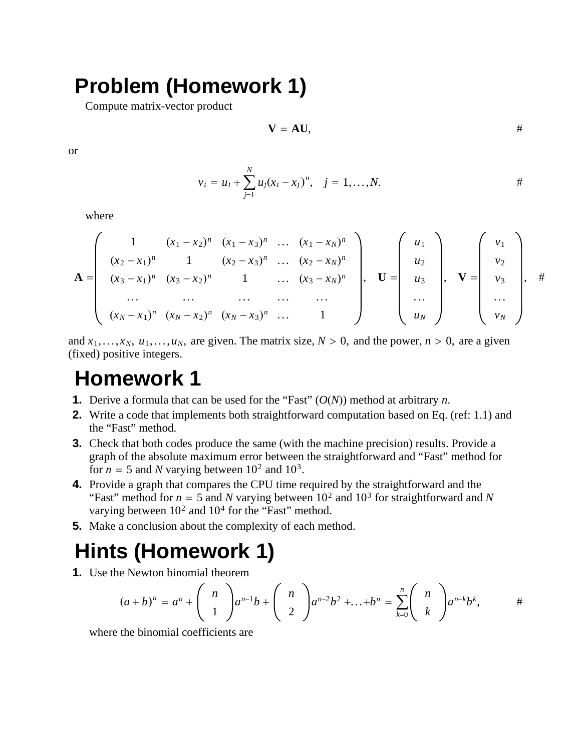# Problem (Homework 1)

Compute matrix-vector product

$$\mathbf{V} = \mathbf{A}\mathbf{U}, \qquad \#$$

or

$$v_i = u_i + \sum_{j=1}^{N} u_j (x_i - x_j)^n, \quad j = 1, \ldots, N. \qquad \#$$

where

$$\mathbf{A} = \begin{pmatrix} 1 & (x_1 - x_2)^n & (x_1 - x_3)^n & \ldots & (x_1 - x_N)^n \\ (x_2 - x_1)^n & 1 & (x_2 - x_3)^n & \ldots & (x_2 - x_N)^n \\ (x_3 - x_1)^n & (x_3 - x_2)^n & 1 & \ldots & (x_3 - x_N)^n \\ \ldots & \ldots & \ldots & \ldots & \ldots \\ (x_N - x_1)^n & (x_N - x_2)^n & (x_N - x_3)^n & \ldots & 1 \end{pmatrix}, \quad \mathbf{U} = \begin{pmatrix} u_1 \\ u_2 \\ u_3 \\ \ldots \\ u_N \end{pmatrix}, \quad \mathbf{V} = \begin{pmatrix} v_1 \\ v_2 \\ v_3 \\ \ldots \\ v_N \end{pmatrix}, \quad \#$$

and $x_1, \ldots, x_N,\ u_1, \ldots, u_N,$ are given. The matrix size, $N > 0,$ and the power, $n > 0,$ are a given (fixed) positive integers.

# Homework 1

1. Derive a formula that can be used for the "Fast" ($O(N)$) method at arbitrary $n$.
2. Write a code that implements both straightforward computation based on Eq. (ref: 1.1) and the "Fast" method.
3. Check that both codes produce the same (with the machine precision) results. Provide a graph of the absolute maximum error between the straightforward and "Fast" method for for $n = 5$ and $N$ varying between $10^2$ and $10^3$.
4. Provide a graph that compares the CPU time required by the straightforward and the "Fast" method for $n = 5$ and $N$ varying between $10^2$ and $10^3$ for straightforward and $N$ varying between $10^2$ and $10^4$ for the "Fast" method.
5. Make a conclusion about the complexity of each method.

# Hints (Homework 1)

1. Use the Newton binomial theorem

$$(a+b)^n = a^n + \binom{n}{1} a^{n-1} b + \binom{n}{2} a^{n-2} b^2 + \ldots + b^n = \sum_{k=0}^{n} \binom{n}{k} a^{n-k} b^k, \qquad \#$$

where the binomial coefficients are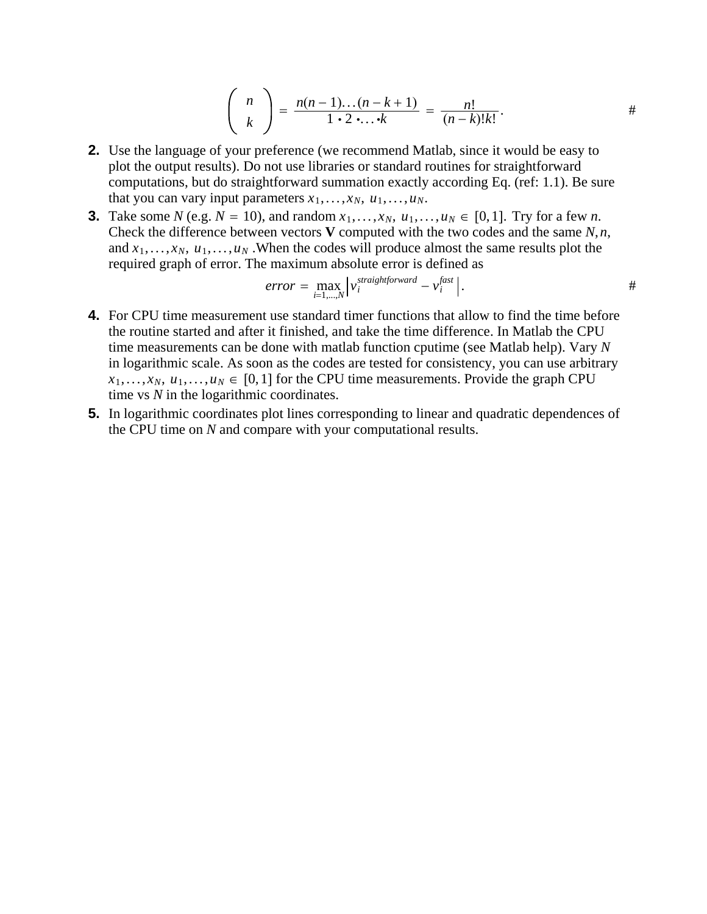$$\binom{n}{k} = \frac{n(n-1)\ldots(n-k+1)}{1 \cdot 2 \cdot \ldots \cdot k} = \frac{n!}{(n-k)!k!}. \qquad \#$$

2. Use the language of your preference (we recommend Matlab, since it would be easy to plot the output results). Do not use libraries or standard routines for straightforward computations, but do straightforward summation exactly according Eq. (ref: 1.1). Be sure that you can vary input parameters $x_1, \ldots, x_N,\ u_1, \ldots, u_N$.
3. Take some $N$ (e.g. $N = 10$), and random $x_1, \ldots, x_N,\ u_1, \ldots, u_N \in [0,1]$. Try for a few $n$. Check the difference between vectors $\mathbf{V}$ computed with the two codes and the same $N, n$, and $x_1, \ldots, x_N,\ u_1, \ldots, u_N$ .When the codes will produce almost the same results plot the required graph of error. The maximum absolute error is defined as

$$error = \max_{i=1,\ldots,N} \left| v_i^{straightforward} - v_i^{fast} \right|. \qquad \#$$

4. For CPU time measurement use standard timer functions that allow to find the time before the routine started and after it finished, and take the time difference. In Matlab the CPU time measurements can be done with matlab function cputime (see Matlab help). Vary $N$ in logarithmic scale. As soon as the codes are tested for consistency, you can use arbitrary $x_1, \ldots, x_N,\ u_1, \ldots, u_N \in [0,1]$ for the CPU time measurements. Provide the graph CPU time vs $N$ in the logarithmic coordinates.
5. In logarithmic coordinates plot lines corresponding to linear and quadratic dependences of the CPU time on $N$ and compare with your computational results.